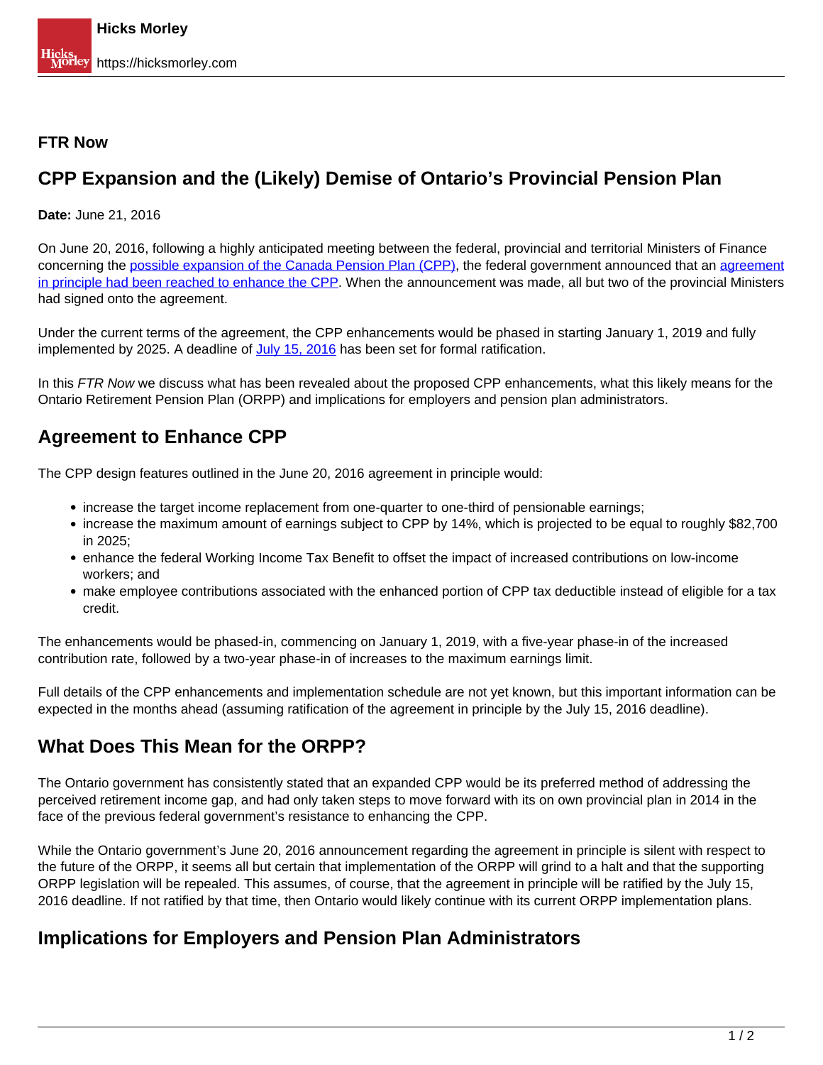**FTR Now**

# CPP Expansion and the (Likely) Demise of Ontario's Provincial Pension Plan

**Date:** June 21, 2016

On June 20, 2016, following a highly anticipated meeting between the federal, provincial and territorial Ministers of Finance concerning the possible expansion of the Canada Pension Plan (CPP), the federal government announced that an agreement in principle had been reached to enhance the CPP. When the announcement was made, all but two of the provincial Ministers had signed onto the agreement.

Under the current terms of the agreement, the CPP enhancements would be phased in starting January 1, 2019 and fully implemented by 2025. A deadline of July 15, 2016 has been set for formal ratification.

In this *FTR Now* we discuss what has been revealed about the proposed CPP enhancements, what this likely means for the Ontario Retirement Pension Plan (ORPP) and implications for employers and pension plan administrators.

## Agreement to Enhance CPP

The CPP design features outlined in the June 20, 2016 agreement in principle would:

- increase the target income replacement from one-quarter to one-third of pensionable earnings;
- increase the maximum amount of earnings subject to CPP by 14%, which is projected to be equal to roughly $82,700 in 2025;
- enhance the federal Working Income Tax Benefit to offset the impact of increased contributions on low-income workers; and
- make employee contributions associated with the enhanced portion of CPP tax deductible instead of eligible for a tax credit.

The enhancements would be phased-in, commencing on January 1, 2019, with a five-year phase-in of the increased contribution rate, followed by a two-year phase-in of increases to the maximum earnings limit.

Full details of the CPP enhancements and implementation schedule are not yet known, but this important information can be expected in the months ahead (assuming ratification of the agreement in principle by the July 15, 2016 deadline).

## What Does This Mean for the ORPP?

The Ontario government has consistently stated that an expanded CPP would be its preferred method of addressing the perceived retirement income gap, and had only taken steps to move forward with its on own provincial plan in 2014 in the face of the previous federal government's resistance to enhancing the CPP.

While the Ontario government's June 20, 2016 announcement regarding the agreement in principle is silent with respect to the future of the ORPP, it seems all but certain that implementation of the ORPP will grind to a halt and that the supporting ORPP legislation will be repealed. This assumes, of course, that the agreement in principle will be ratified by the July 15, 2016 deadline. If not ratified by that time, then Ontario would likely continue with its current ORPP implementation plans.

## Implications for Employers and Pension Plan Administrators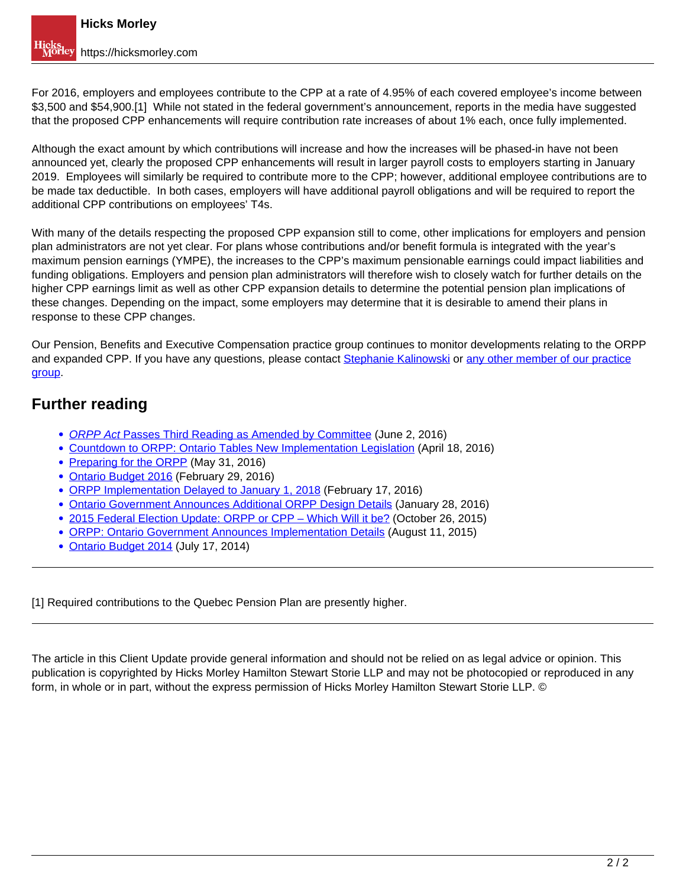For 2016, employers and employees contribute to the CPP at a rate of 4.95% of each covered employee's income between $3,500 and $54,900.[1] While not stated in the federal government's announcement, reports in the media have suggested that the proposed CPP enhancements will require contribution rate increases of about 1% each, once fully implemented.

Although the exact amount by which contributions will increase and how the increases will be phased-in have not been announced yet, clearly the proposed CPP enhancements will result in larger payroll costs to employers starting in January 2019. Employees will similarly be required to contribute more to the CPP; however, additional employee contributions are to be made tax deductible. In both cases, employers will have additional payroll obligations and will be required to report the additional CPP contributions on employees' T4s.

With many of the details respecting the proposed CPP expansion still to come, other implications for employers and pension plan administrators are not yet clear. For plans whose contributions and/or benefit formula is integrated with the year's maximum pension earnings (YMPE), the increases to the CPP's maximum pensionable earnings could impact liabilities and funding obligations. Employers and pension plan administrators will therefore wish to closely watch for further details on the higher CPP earnings limit as well as other CPP expansion details to determine the potential pension plan implications of these changes. Depending on the impact, some employers may determine that it is desirable to amend their plans in response to these CPP changes.

Our Pension, Benefits and Executive Compensation practice group continues to monitor developments relating to the ORPP and expanded CPP. If you have any questions, please contact Stephanie Kalinowski or any other member of our practice group.

## Further reading

- *ORPP Act* Passes Third Reading as Amended by Committee (June 2, 2016)
- Countdown to ORPP: Ontario Tables New Implementation Legislation (April 18, 2016)
- Preparing for the ORPP (May 31, 2016)
- Ontario Budget 2016 (February 29, 2016)
- ORPP Implementation Delayed to January 1, 2018 (February 17, 2016)
- Ontario Government Announces Additional ORPP Design Details (January 28, 2016)
- 2015 Federal Election Update: ORPP or CPP – Which Will it be? (October 26, 2015)
- ORPP: Ontario Government Announces Implementation Details (August 11, 2015)
- Ontario Budget 2014 (July 17, 2014)

---

[1] Required contributions to the Quebec Pension Plan are presently higher.

---

The article in this Client Update provide general information and should not be relied on as legal advice or opinion. This publication is copyrighted by Hicks Morley Hamilton Stewart Storie LLP and may not be photocopied or reproduced in any form, in whole or in part, without the express permission of Hicks Morley Hamilton Stewart Storie LLP. ©